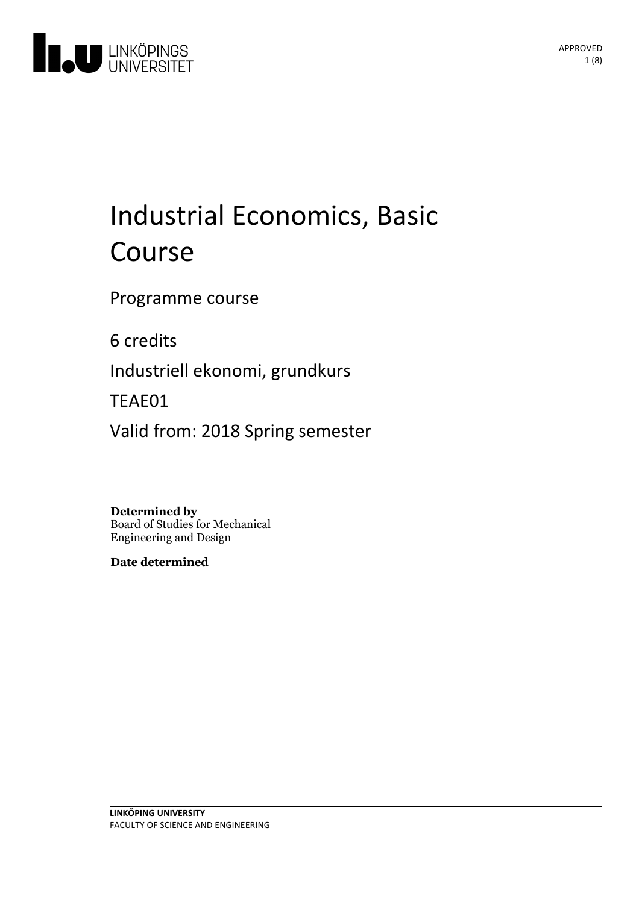# Industrial Economics, Basic Course

Programme course

6 credits

Industriell ekonomi, grundkurs

TEAE01

Valid from: 2018 Spring semester

**Determined by**
Board of Studies for Mechanical Engineering and Design

**Date determined**

**LINKÖPING UNIVERSITY**
FACULTY OF SCIENCE AND ENGINEERING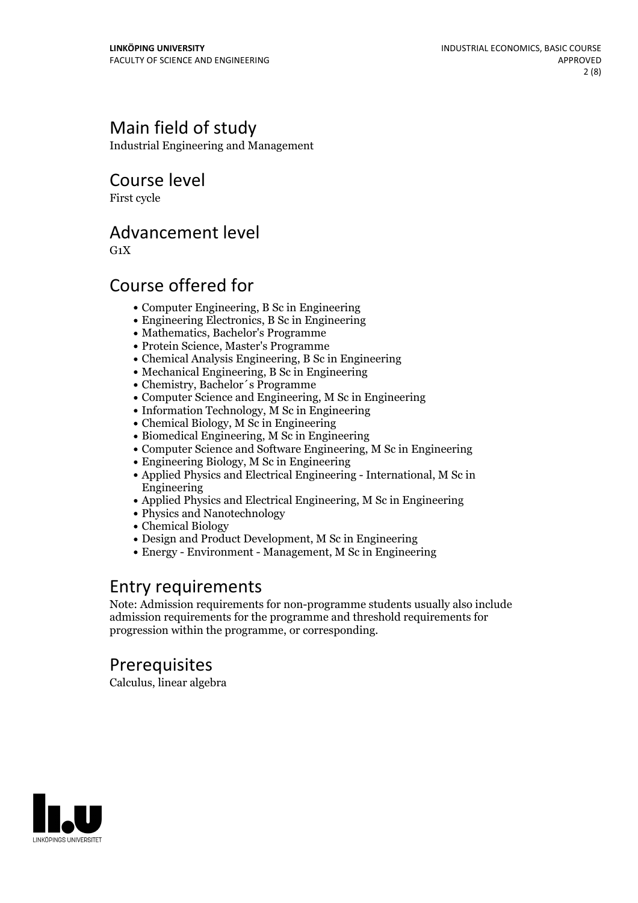## Main field of study

Industrial Engineering and Management

## Course level

First cycle

## Advancement level

G1X

## Course offered for

- Computer Engineering, B Sc in Engineering
- Engineering Electronics, B Sc in Engineering
- Mathematics, Bachelor's Programme
- Protein Science, Master's Programme
- Chemical Analysis Engineering, B Sc in Engineering
- Mechanical Engineering, B Sc in Engineering
- Chemistry, Bachelor´s Programme
- Computer Science and Engineering, M Sc in Engineering
- Information Technology, M Sc in Engineering
- Chemical Biology, M Sc in Engineering
- Biomedical Engineering, M Sc in Engineering
- Computer Science and Software Engineering, M Sc in Engineering
- Engineering Biology, M Sc in Engineering
- Applied Physics and Electrical Engineering - International, M Sc in Engineering
- Applied Physics and Electrical Engineering, M Sc in Engineering
- Physics and Nanotechnology
- Chemical Biology
- Design and Product Development, M Sc in Engineering
- Energy - Environment - Management, M Sc in Engineering

## Entry requirements

Note: Admission requirements for non-programme students usually also include admission requirements for the programme and threshold requirements for progression within the programme, or corresponding.

## Prerequisites

Calculus, linear algebra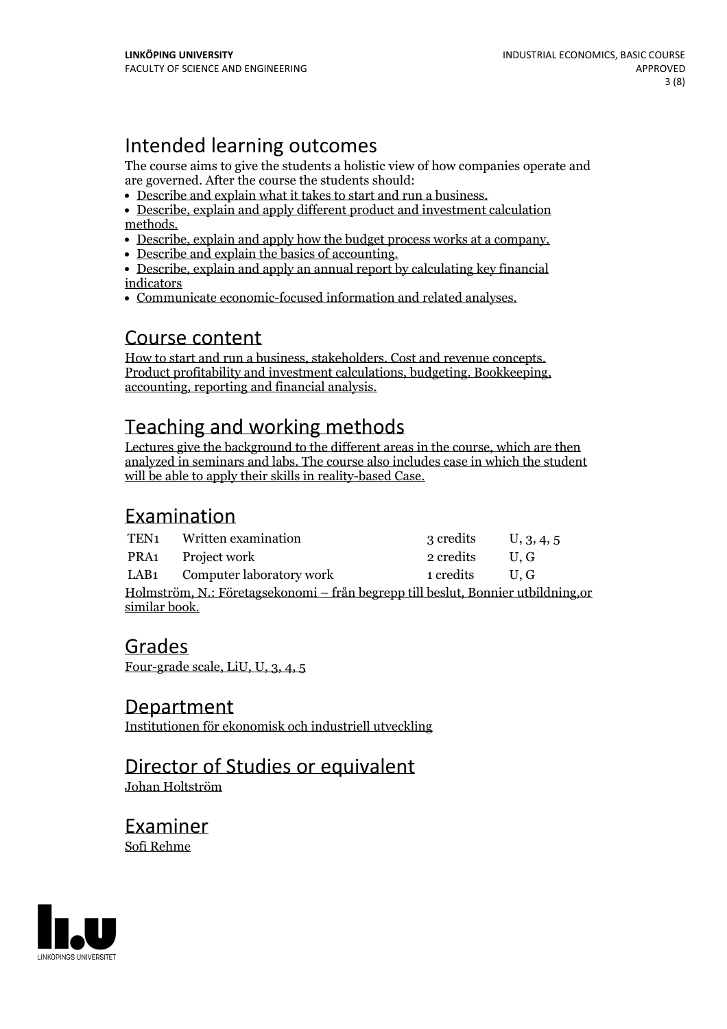## Intended learning outcomes

The course aims to give the students a holistic view of how companies operate and are governed. After the course the students should:

- Describe and explain what it takes to start and run a business.
- Describe, explain and apply different product and investment calculation methods.
- Describe, explain and apply how the budget process works at a company.
- Describe and explain the basics of accounting.
- Describe, explain and apply an annual report by calculating key financial indicators
- Communicate economic-focused information and related analyses.

## Course content

How to start and run a business, stakeholders. Cost and revenue concepts. Product profitability and investment calculations, budgeting. Bookkeeping, accounting, reporting and financial analysis.

## Teaching and working methods

Lectures give the background to the different areas in the course, which are then analyzed in seminars and labs. The course also includes case in which the student will be able to apply their skills in reality-based Case.

## Examination

| | | | |
|---|---|---|---|
| TEN1 | Written examination | 3 credits | U, 3, 4, 5 |
| PRA1 | Project work | 2 credits | U, G |
| LAB1 | Computer laboratory work | 1 credits | U, G |

Holmström, N.: Företagsekonomi – från begrepp till beslut, Bonnier utbildning,or similar book.

## Grades

Four-grade scale, LiU, U, 3, 4, 5

## Department

Institutionen för ekonomisk och industriell utveckling

## Director of Studies or equivalent

Johan Holtström

## Examiner

Sofi Rehme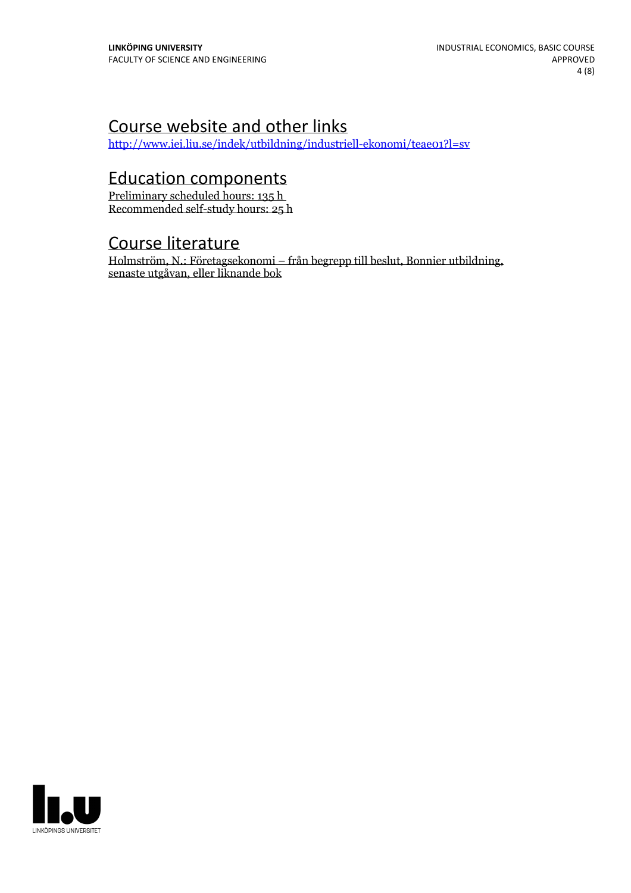## Course website and other links

http://www.iei.liu.se/indek/utbildning/industriell-ekonomi/teae01?l=sv

## Education components

Preliminary scheduled hours: 135 h
Recommended self-study hours: 25 h

## Course literature

Holmström, N.: Företagsekonomi – från begrepp till beslut, Bonnier utbildning, senaste utgåvan, eller liknande bok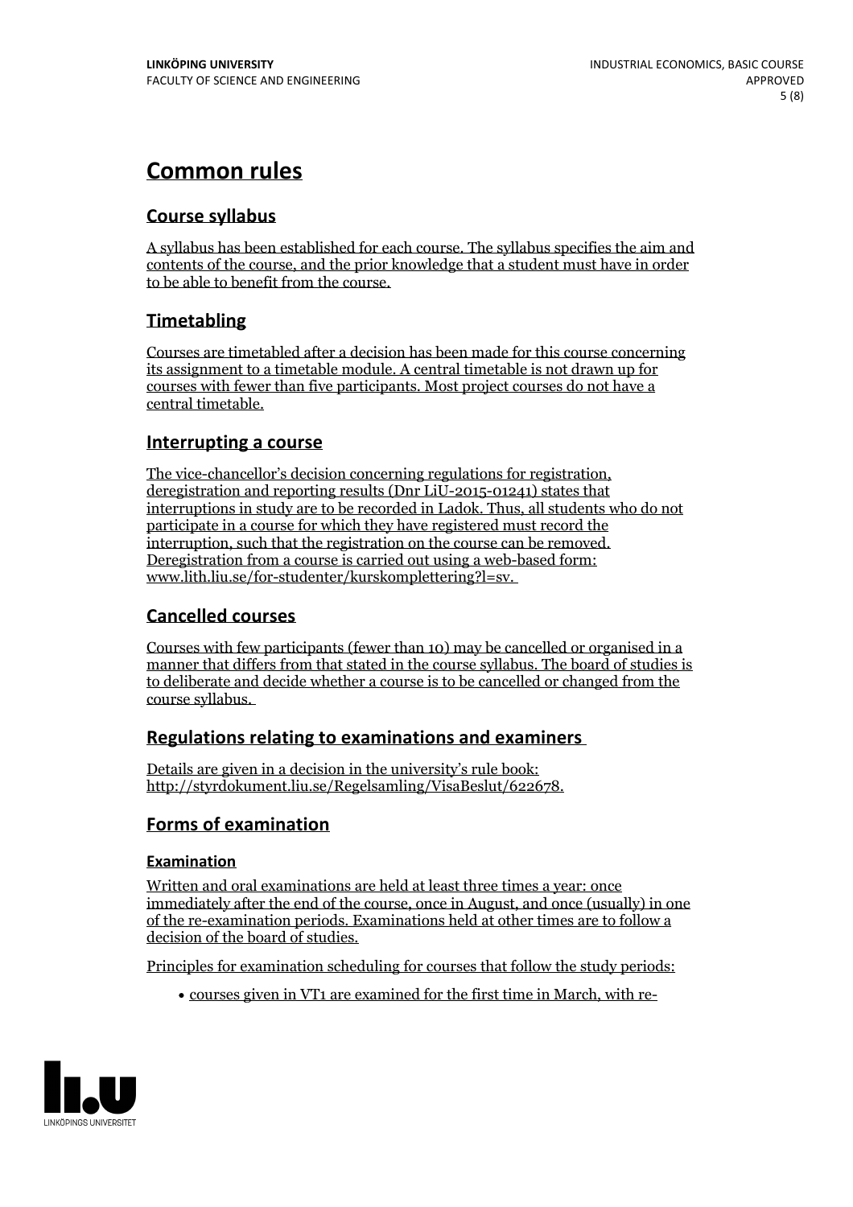# Common rules

## Course syllabus

A syllabus has been established for each course. The syllabus specifies the aim and contents of the course, and the prior knowledge that a student must have in order to be able to benefit from the course.

## Timetabling

Courses are timetabled after a decision has been made for this course concerning its assignment to a timetable module. A central timetable is not drawn up for courses with fewer than five participants. Most project courses do not have a central timetable.

## Interrupting a course

The vice-chancellor's decision concerning regulations for registration, deregistration and reporting results (Dnr LiU-2015-01241) states that interruptions in study are to be recorded in Ladok. Thus, all students who do not participate in a course for which they have registered must record the interruption, such that the registration on the course can be removed. Deregistration from a course is carried out using a web-based form: www.lith.liu.se/for-studenter/kurskomplettering?l=sv.

## Cancelled courses

Courses with few participants (fewer than 10) may be cancelled or organised in a manner that differs from that stated in the course syllabus. The board of studies is to deliberate and decide whether a course is to be cancelled or changed from the course syllabus.

## Regulations relating to examinations and examiners

Details are given in a decision in the university's rule book: http://styrdokument.liu.se/Regelsamling/VisaBeslut/622678.

## Forms of examination

### Examination

Written and oral examinations are held at least three times a year: once immediately after the end of the course, once in August, and once (usually) in one of the re-examination periods. Examinations held at other times are to follow a decision of the board of studies.

Principles for examination scheduling for courses that follow the study periods:

- courses given in VT1 are examined for the first time in March, with re-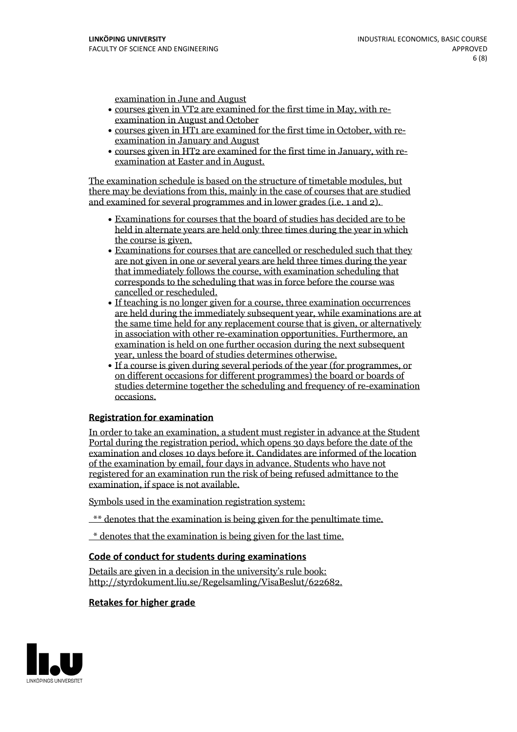examination in June and August

- courses given in VT2 are examined for the first time in May, with re-examination in August and October
- courses given in HT1 are examined for the first time in October, with re-examination in January and August
- courses given in HT2 are examined for the first time in January, with re-examination at Easter and in August.

The examination schedule is based on the structure of timetable modules, but there may be deviations from this, mainly in the case of courses that are studied and examined for several programmes and in lower grades (i.e. 1 and 2).

- Examinations for courses that the board of studies has decided are to be held in alternate years are held only three times during the year in which the course is given.
- Examinations for courses that are cancelled or rescheduled such that they are not given in one or several years are held three times during the year that immediately follows the course, with examination scheduling that corresponds to the scheduling that was in force before the course was cancelled or rescheduled.
- If teaching is no longer given for a course, three examination occurrences are held during the immediately subsequent year, while examinations are at the same time held for any replacement course that is given, or alternatively in association with other re-examination opportunities. Furthermore, an examination is held on one further occasion during the next subsequent year, unless the board of studies determines otherwise.
- If a course is given during several periods of the year (for programmes, or on different occasions for different programmes) the board or boards of studies determine together the scheduling and frequency of re-examination occasions.

### Registration for examination

In order to take an examination, a student must register in advance at the Student Portal during the registration period, which opens 30 days before the date of the examination and closes 10 days before it. Candidates are informed of the location of the examination by email, four days in advance. Students who have not registered for an examination run the risk of being refused admittance to the examination, if space is not available.

Symbols used in the examination registration system:

** denotes that the examination is being given for the penultimate time.

* denotes that the examination is being given for the last time.

### Code of conduct for students during examinations

Details are given in a decision in the university's rule book: http://styrdokument.liu.se/Regelsamling/VisaBeslut/622682.

### Retakes for higher grade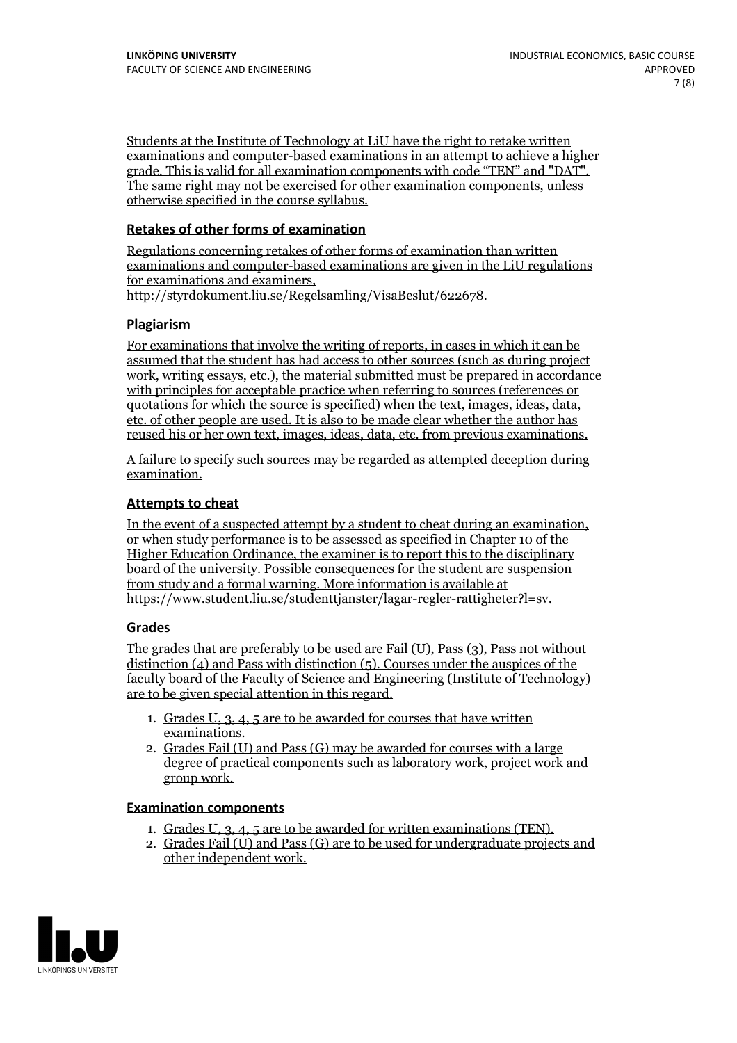Students at the Institute of Technology at LiU have the right to retake written examinations and computer-based examinations in an attempt to achieve a higher grade. This is valid for all examination components with code "TEN" and "DAT". The same right may not be exercised for other examination components, unless otherwise specified in the course syllabus.

### Retakes of other forms of examination

Regulations concerning retakes of other forms of examination than written examinations and computer-based examinations are given in the LiU regulations for examinations and examiners, http://styrdokument.liu.se/Regelsamling/VisaBeslut/622678.

### Plagiarism

For examinations that involve the writing of reports, in cases in which it can be assumed that the student has had access to other sources (such as during project work, writing essays, etc.), the material submitted must be prepared in accordance with principles for acceptable practice when referring to sources (references or quotations for which the source is specified) when the text, images, ideas, data, etc. of other people are used. It is also to be made clear whether the author has reused his or her own text, images, ideas, data, etc. from previous examinations.

A failure to specify such sources may be regarded as attempted deception during examination.

### Attempts to cheat

In the event of a suspected attempt by a student to cheat during an examination, or when study performance is to be assessed as specified in Chapter 10 of the Higher Education Ordinance, the examiner is to report this to the disciplinary board of the university. Possible consequences for the student are suspension from study and a formal warning. More information is available at https://www.student.liu.se/studenttjanster/lagar-regler-rattigheter?l=sv.

### Grades

The grades that are preferably to be used are Fail (U), Pass (3), Pass not without distinction (4) and Pass with distinction (5). Courses under the auspices of the faculty board of the Faculty of Science and Engineering (Institute of Technology) are to be given special attention in this regard.

1. Grades U, 3, 4, 5 are to be awarded for courses that have written examinations.
2. Grades Fail (U) and Pass (G) may be awarded for courses with a large degree of practical components such as laboratory work, project work and group work.

### Examination components

1. Grades U, 3, 4, 5 are to be awarded for written examinations (TEN).
2. Grades Fail (U) and Pass (G) are to be used for undergraduate projects and other independent work.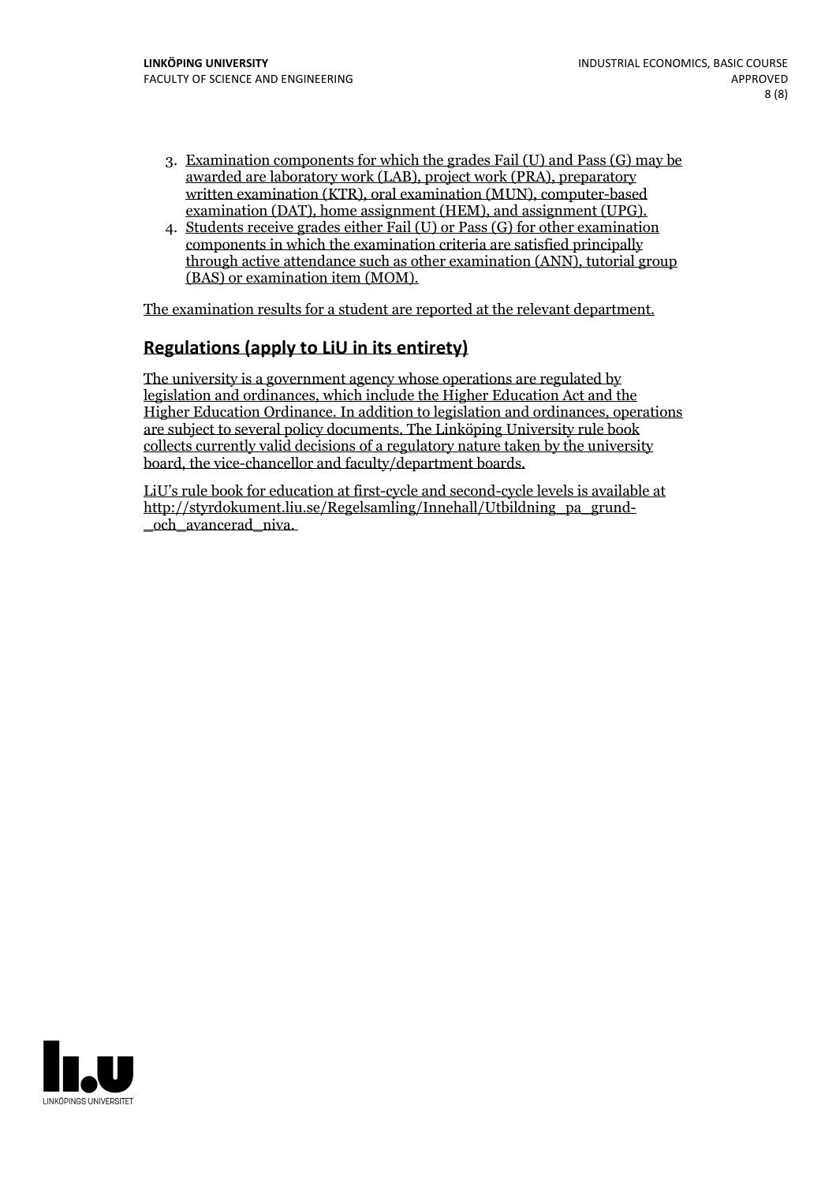3. Examination components for which the grades Fail (U) and Pass (G) may be awarded are laboratory work (LAB), project work (PRA), preparatory written examination (KTR), oral examination (MUN), computer-based examination (DAT), home assignment (HEM), and assignment (UPG).
4. Students receive grades either Fail (U) or Pass (G) for other examination components in which the examination criteria are satisfied principally through active attendance such as other examination (ANN), tutorial group (BAS) or examination item (MOM).

The examination results for a student are reported at the relevant department.

## Regulations (apply to LiU in its entirety)

The university is a government agency whose operations are regulated by legislation and ordinances, which include the Higher Education Act and the Higher Education Ordinance. In addition to legislation and ordinances, operations are subject to several policy documents. The Linköping University rule book collects currently valid decisions of a regulatory nature taken by the university board, the vice-chancellor and faculty/department boards.

LiU's rule book for education at first-cycle and second-cycle levels is available at http://styrdokument.liu.se/Regelsamling/Innehall/Utbildning_pa_grund-_och_avancerad_niva.